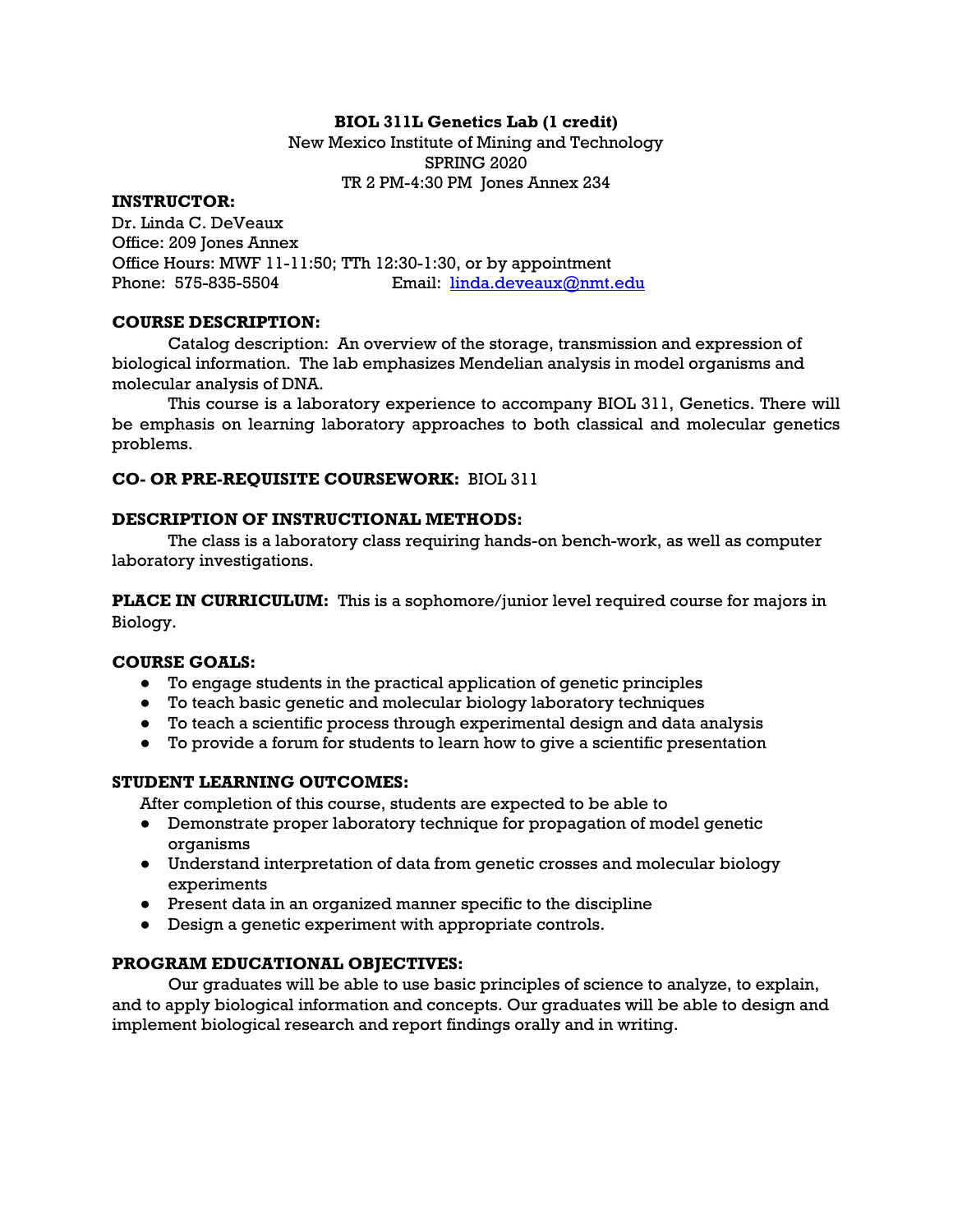**BIOL 311L Genetics Lab (1 credit)**
New Mexico Institute of Mining and Technology
SPRING 2020
TR 2 PM-4:30 PM Jones Annex 234

## INSTRUCTOR:

Dr. Linda C. DeVeaux
Office: 209 Jones Annex
Office Hours: MWF 11-11:50; TTh 12:30-1:30, or by appointment
Phone: 575-835-5504 Email: linda.deveaux@nmt.edu

## COURSE DESCRIPTION:

Catalog description: An overview of the storage, transmission and expression of biological information. The lab emphasizes Mendelian analysis in model organisms and molecular analysis of DNA.

This course is a laboratory experience to accompany BIOL 311, Genetics. There will be emphasis on learning laboratory approaches to both classical and molecular genetics problems.

## CO- OR PRE-REQUISITE COURSEWORK: BIOL 311

## DESCRIPTION OF INSTRUCTIONAL METHODS:

The class is a laboratory class requiring hands-on bench-work, as well as computer laboratory investigations.

**PLACE IN CURRICULUM:** This is a sophomore/junior level required course for majors in Biology.

## COURSE GOALS:

- To engage students in the practical application of genetic principles
- To teach basic genetic and molecular biology laboratory techniques
- To teach a scientific process through experimental design and data analysis
- To provide a forum for students to learn how to give a scientific presentation

## STUDENT LEARNING OUTCOMES:

After completion of this course, students are expected to be able to

- Demonstrate proper laboratory technique for propagation of model genetic organisms
- Understand interpretation of data from genetic crosses and molecular biology experiments
- Present data in an organized manner specific to the discipline
- Design a genetic experiment with appropriate controls.

## PROGRAM EDUCATIONAL OBJECTIVES:

Our graduates will be able to use basic principles of science to analyze, to explain, and to apply biological information and concepts. Our graduates will be able to design and implement biological research and report findings orally and in writing.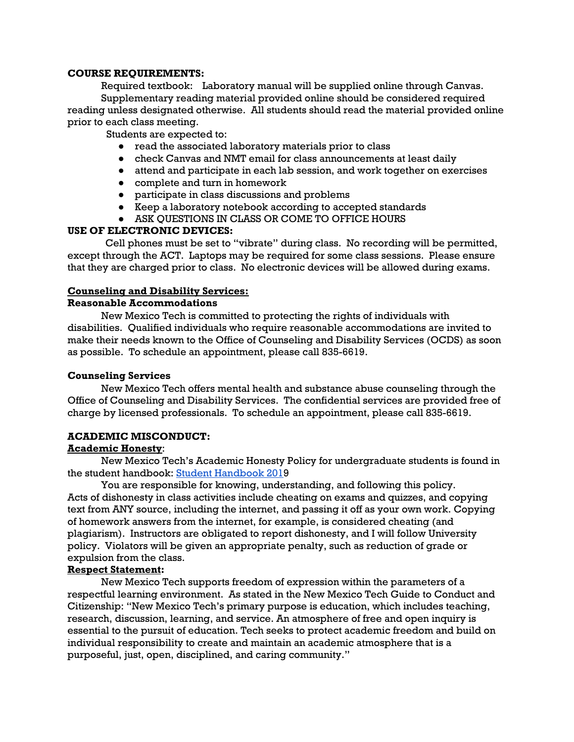**COURSE REQUIREMENTS:**

Required textbook: Laboratory manual will be supplied online through Canvas.

Supplementary reading material provided online should be considered required reading unless designated otherwise. All students should read the material provided online prior to each class meeting.

Students are expected to:

- read the associated laboratory materials prior to class
- check Canvas and NMT email for class announcements at least daily
- attend and participate in each lab session, and work together on exercises
- complete and turn in homework
- participate in class discussions and problems
- Keep a laboratory notebook according to accepted standards
- ASK QUESTIONS IN CLASS OR COME TO OFFICE HOURS

**USE OF ELECTRONIC DEVICES:**

Cell phones must be set to "vibrate" during class. No recording will be permitted, except through the ACT. Laptops may be required for some class sessions. Please ensure that they are charged prior to class. No electronic devices will be allowed during exams.

**Counseling and Disability Services:**

**Reasonable Accommodations**

New Mexico Tech is committed to protecting the rights of individuals with disabilities. Qualified individuals who require reasonable accommodations are invited to make their needs known to the Office of Counseling and Disability Services (OCDS) as soon as possible. To schedule an appointment, please call 835-6619.

**Counseling Services**

New Mexico Tech offers mental health and substance abuse counseling through the Office of Counseling and Disability Services. The confidential services are provided free of charge by licensed professionals. To schedule an appointment, please call 835-6619.

**ACADEMIC MISCONDUCT:**

**Academic Honesty**:

New Mexico Tech's Academic Honesty Policy for undergraduate students is found in the student handbook: Student Handbook 2019

You are responsible for knowing, understanding, and following this policy. Acts of dishonesty in class activities include cheating on exams and quizzes, and copying text from ANY source, including the internet, and passing it off as your own work. Copying of homework answers from the internet, for example, is considered cheating (and plagiarism). Instructors are obligated to report dishonesty, and I will follow University policy. Violators will be given an appropriate penalty, such as reduction of grade or expulsion from the class.

**Respect Statement:**

New Mexico Tech supports freedom of expression within the parameters of a respectful learning environment. As stated in the New Mexico Tech Guide to Conduct and Citizenship: "New Mexico Tech's primary purpose is education, which includes teaching, research, discussion, learning, and service. An atmosphere of free and open inquiry is essential to the pursuit of education. Tech seeks to protect academic freedom and build on individual responsibility to create and maintain an academic atmosphere that is a purposeful, just, open, disciplined, and caring community."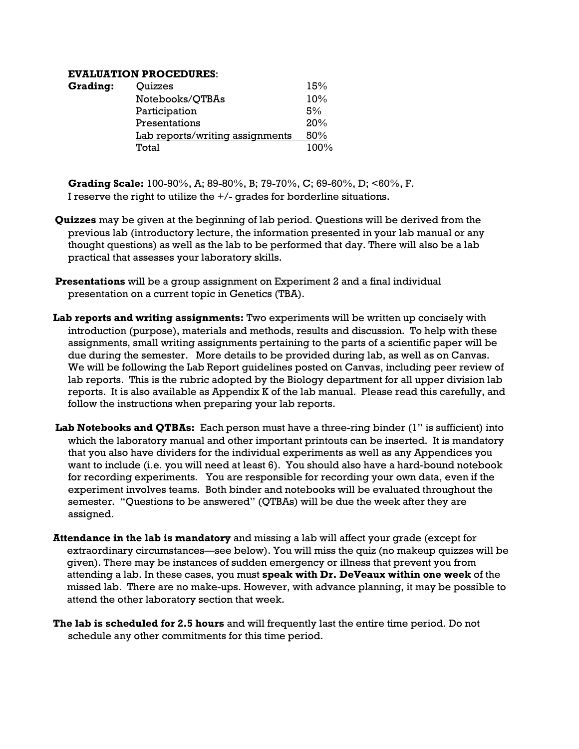**EVALUATION PROCEDURES**:

| **Grading:** | | |
|---|---|---|
| | Quizzes | 15% |
| | Notebooks/QTBAs | 10% |
| | Participation | 5% |
| | Presentations | 20% |
| | Lab reports/writing assignments | 50% |
| | Total | 100% |

**Grading Scale:** 100-90%, A; 89-80%, B; 79-70%, C; 69-60%, D; <60%, F.
I reserve the right to utilize the +/- grades for borderline situations.

**Quizzes** may be given at the beginning of lab period. Questions will be derived from the previous lab (introductory lecture, the information presented in your lab manual or any thought questions) as well as the lab to be performed that day. There will also be a lab practical that assesses your laboratory skills.

**Presentations** will be a group assignment on Experiment 2 and a final individual presentation on a current topic in Genetics (TBA).

**Lab reports and writing assignments:** Two experiments will be written up concisely with introduction (purpose), materials and methods, results and discussion. To help with these assignments, small writing assignments pertaining to the parts of a scientific paper will be due during the semester. More details to be provided during lab, as well as on Canvas. We will be following the Lab Report guidelines posted on Canvas, including peer review of lab reports. This is the rubric adopted by the Biology department for all upper division lab reports. It is also available as Appendix K of the lab manual. Please read this carefully, and follow the instructions when preparing your lab reports.

**Lab Notebooks and QTBAs:** Each person must have a three-ring binder (1" is sufficient) into which the laboratory manual and other important printouts can be inserted. It is mandatory that you also have dividers for the individual experiments as well as any Appendices you want to include (i.e. you will need at least 6). You should also have a hard-bound notebook for recording experiments. You are responsible for recording your own data, even if the experiment involves teams. Both binder and notebooks will be evaluated throughout the semester. "Questions to be answered" (QTBAs) will be due the week after they are assigned.

**Attendance in the lab is mandatory** and missing a lab will affect your grade (except for extraordinary circumstances—see below). You will miss the quiz (no makeup quizzes will be given). There may be instances of sudden emergency or illness that prevent you from attending a lab. In these cases, you must **speak with Dr. DeVeaux within one week** of the missed lab. There are no make-ups. However, with advance planning, it may be possible to attend the other laboratory section that week.

**The lab is scheduled for 2.5 hours** and will frequently last the entire time period. Do not schedule any other commitments for this time period.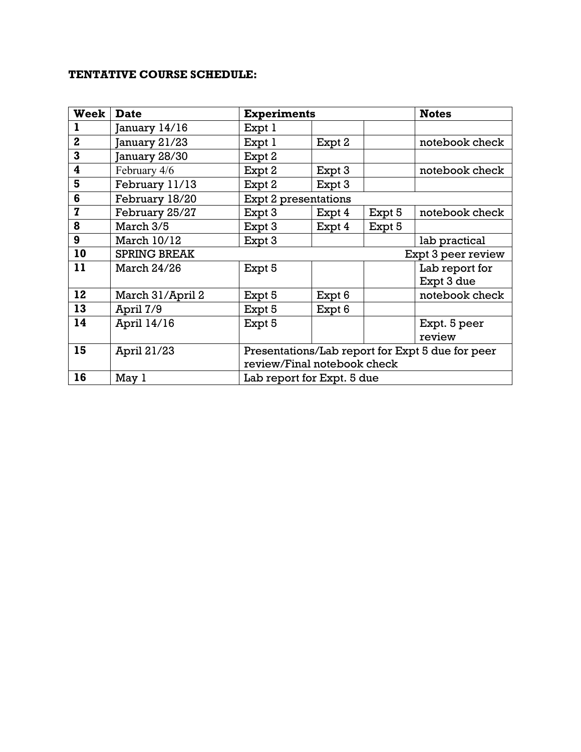**TENTATIVE COURSE SCHEDULE:**

| Week | Date | Experiments | | | Notes |
|---|---|---|---|---|---|
| 1 | January 14/16 | Expt 1 | | | |
| 2 | January 21/23 | Expt 1 | Expt 2 | | notebook check |
| 3 | January 28/30 | Expt 2 | | | |
| 4 | February 4/6 | Expt 2 | Expt 3 | | notebook check |
| 5 | February 11/13 | Expt 2 | Expt 3 | | |
| 6 | February 18/20 | Expt 2 presentations | | | |
| 7 | February 25/27 | Expt 3 | Expt 4 | Expt 5 | notebook check |
| 8 | March 3/5 | Expt 3 | Expt 4 | Expt 5 | |
| 9 | March 10/12 | Expt 3 | | | lab practical |
| 10 | SPRING BREAK | | | | Expt 3 peer review |
| 11 | March 24/26 | Expt 5 | | | Lab report for Expt 3 due |
| 12 | March 31/April 2 | Expt 5 | Expt 6 | | notebook check |
| 13 | April 7/9 | Expt 5 | Expt 6 | | |
| 14 | April 14/16 | Expt 5 | | | Expt. 5 peer review |
| 15 | April 21/23 | Presentations/Lab report for Expt 5 due for peer review/Final notebook check | | | |
| 16 | May 1 | Lab report for Expt. 5 due | | | |